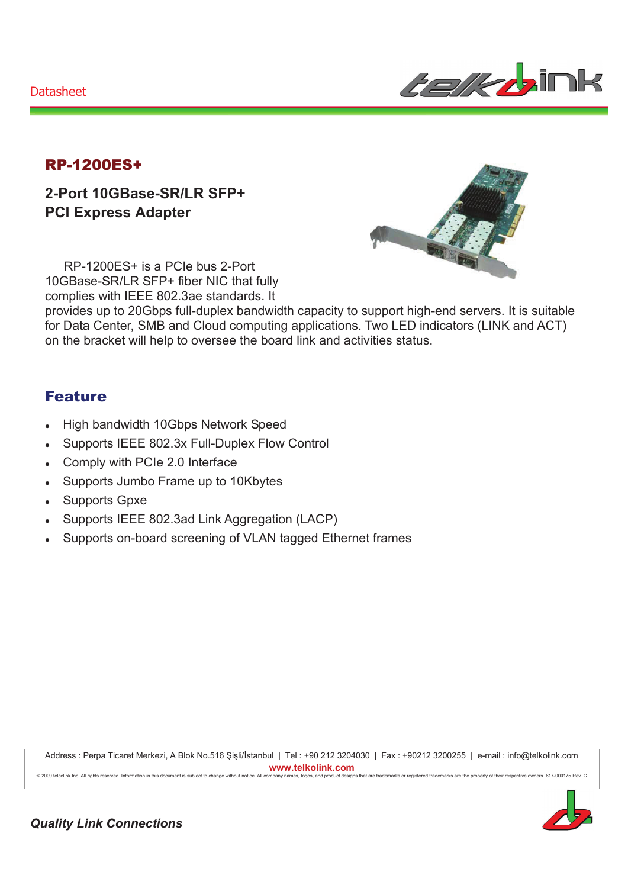Datasheet

# RP-1200ES+

## 2-Port 10GBase-SR/LR SFP+ PCI Express Adapter

RP-1200ES+ is a PCIe bus 2-Port 10GBase-SR/LR SFP+ fiber NIC that fully complies with IEEE 802.3ae standards. It provides up to 20Gbps full-duplex bandwidth capacity to support high-end servers. It is suitable for Data Center, SMB and Cloud computing applications. Two LED indicators (LINK and ACT) on the bracket will help to oversee the board link and activities status.

## Feature

- High bandwidth 10Gbps Network Speed
- Supports IEEE 802.3x Full-Duplex Flow Control
- Comply with PCIe 2.0 Interface
- Supports Jumbo Frame up to 10Kbytes
- Supports Gpxe
- Supports IEEE 802.3ad Link Aggregation (LACP)
- Supports on-board screening of VLAN tagged Ethernet frames

Address : Perpa Ticaret Merkezi, A Blok No.516 Şişli/İstanbul | Tel : +90 212 3204030 | Fax : +90212 3200255 | e-mail : info@telkolink.com

**www.telkolink.com**

© 2009 telcolink Inc. All rights reserved. Information in this document is subject to change without notice. All company names, logos, and product designs that are trademarks or registered trademarks are the property of their respective owners. 617-000175 Rev. C

*Quality Link Connections*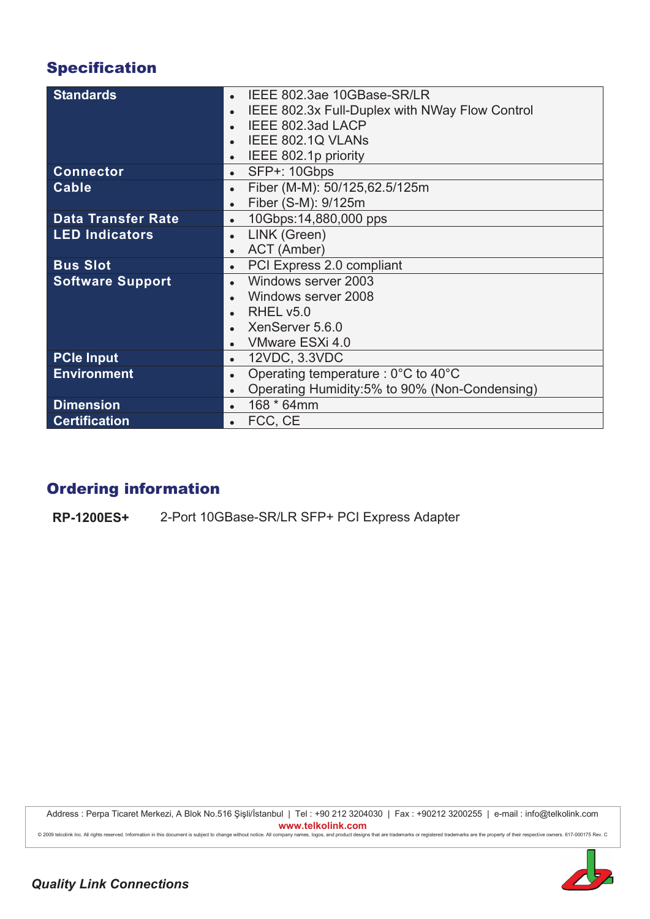## Specification

| | |
|---|---|
| **Standards** | • IEEE 802.3ae 10GBase-SR/LR<br>• IEEE 802.3x Full-Duplex with NWay Flow Control<br>• IEEE 802.3ad LACP<br>• IEEE 802.1Q VLANs<br>• IEEE 802.1p priority |
| **Connector** | • SFP+: 10Gbps |
| **Cable** | • Fiber (M-M): 50/125,62.5/125m<br>• Fiber (S-M): 9/125m |
| **Data Transfer Rate** | • 10Gbps:14,880,000 pps |
| **LED Indicators** | • LINK (Green)<br>• ACT (Amber) |
| **Bus Slot** | • PCI Express 2.0 compliant |
| **Software Support** | • Windows server 2003<br>• Windows server 2008<br>• RHEL v5.0<br>• XenServer 5.6.0<br>• VMware ESXi 4.0 |
| **PCIe Input** | • 12VDC, 3.3VDC |
| **Environment** | • Operating temperature : 0°C to 40°C<br>• Operating Humidity:5% to 90% (Non-Condensing) |
| **Dimension** | • 168 * 64mm |
| **Certification** | • FCC, CE |

## Ordering information

**RP-1200ES+** 2-Port 10GBase-SR/LR SFP+ PCI Express Adapter

Address : Perpa Ticaret Merkezi, A Blok No.516 Şişli/İstanbul | Tel : +90 212 3204030 | Fax : +90212 3200255 | e-mail : info@telkolink.com

**www.telkolink.com**

© 2009 telcolink Inc. All rights reserved. Information in this document is subject to change without notice. All company names, logos, and product designs that are trademarks or registered trademarks are the property of their respective owners. 617-000175 Rev. C

*Quality Link Connections*